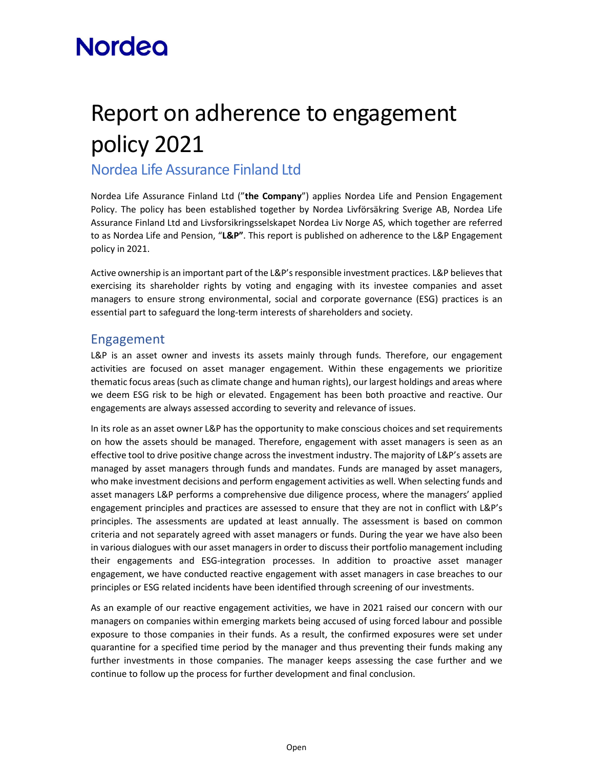Nordea

# Report on adherence to engagement policy 2021

## Nordea Life Assurance Finland Ltd

Nordea Life Assurance Finland Ltd ("**the Company**") applies Nordea Life and Pension Engagement Policy. The policy has been established together by Nordea Livförsäkring Sverige AB, Nordea Life Assurance Finland Ltd and Livsforsikringsselskapet Nordea Liv Norge AS, which together are referred to as Nordea Life and Pension, "**L&P"**. This report is published on adherence to the L&P Engagement policy in 2021.

Active ownership is an important part of the L&P's responsible investment practices. L&P believes that exercising its shareholder rights by voting and engaging with its investee companies and asset managers to ensure strong environmental, social and corporate governance (ESG) practices is an essential part to safeguard the long-term interests of shareholders and society.

## Engagement

L&P is an asset owner and invests its assets mainly through funds. Therefore, our engagement activities are focused on asset manager engagement. Within these engagements we prioritize thematic focus areas (such as climate change and human rights), our largest holdings and areas where we deem ESG risk to be high or elevated. Engagement has been both proactive and reactive. Our engagements are always assessed according to severity and relevance of issues.

In its role as an asset owner L&P has the opportunity to make conscious choices and set requirements on how the assets should be managed. Therefore, engagement with asset managers is seen as an effective tool to drive positive change across the investment industry. The majority of L&P's assets are managed by asset managers through funds and mandates. Funds are managed by asset managers, who make investment decisions and perform engagement activities as well. When selecting funds and asset managers L&P performs a comprehensive due diligence process, where the managers' applied engagement principles and practices are assessed to ensure that they are not in conflict with L&P's principles. The assessments are updated at least annually. The assessment is based on common criteria and not separately agreed with asset managers or funds. During the year we have also been in various dialogues with our asset managers in order to discuss their portfolio management including their engagements and ESG-integration processes. In addition to proactive asset manager engagement, we have conducted reactive engagement with asset managers in case breaches to our principles or ESG related incidents have been identified through screening of our investments.

As an example of our reactive engagement activities, we have in 2021 raised our concern with our managers on companies within emerging markets being accused of using forced labour and possible exposure to those companies in their funds. As a result, the confirmed exposures were set under quarantine for a specified time period by the manager and thus preventing their funds making any further investments in those companies. The manager keeps assessing the case further and we continue to follow up the process for further development and final conclusion.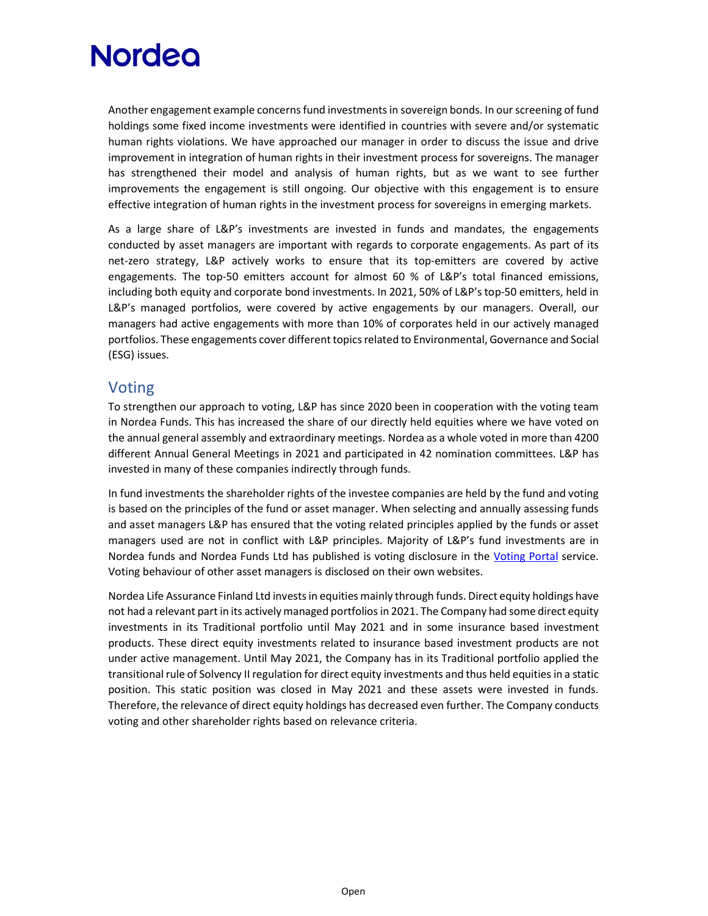Another engagement example concerns fund investments in sovereign bonds. In our screening of fund holdings some fixed income investments were identified in countries with severe and/or systematic human rights violations. We have approached our manager in order to discuss the issue and drive improvement in integration of human rights in their investment process for sovereigns. The manager has strengthened their model and analysis of human rights, but as we want to see further improvements the engagement is still ongoing. Our objective with this engagement is to ensure effective integration of human rights in the investment process for sovereigns in emerging markets.

As a large share of L&P's investments are invested in funds and mandates, the engagements conducted by asset managers are important with regards to corporate engagements. As part of its net-zero strategy, L&P actively works to ensure that its top-emitters are covered by active engagements. The top-50 emitters account for almost 60 % of L&P's total financed emissions, including both equity and corporate bond investments. In 2021, 50% of L&P's top-50 emitters, held in L&P's managed portfolios, were covered by active engagements by our managers. Overall, our managers had active engagements with more than 10% of corporates held in our actively managed portfolios. These engagements cover different topics related to Environmental, Governance and Social (ESG) issues.

## Voting

To strengthen our approach to voting, L&P has since 2020 been in cooperation with the voting team in Nordea Funds. This has increased the share of our directly held equities where we have voted on the annual general assembly and extraordinary meetings. Nordea as a whole voted in more than 4200 different Annual General Meetings in 2021 and participated in 42 nomination committees. L&P has invested in many of these companies indirectly through funds.

In fund investments the shareholder rights of the investee companies are held by the fund and voting is based on the principles of the fund or asset manager. When selecting and annually assessing funds and asset managers L&P has ensured that the voting related principles applied by the funds or asset managers used are not in conflict with L&P principles. Majority of L&P's fund investments are in Nordea funds and Nordea Funds Ltd has published is voting disclosure in the [Voting Portal] service. Voting behaviour of other asset managers is disclosed on their own websites.

Nordea Life Assurance Finland Ltd invests in equities mainly through funds. Direct equity holdings have not had a relevant part in its actively managed portfolios in 2021. The Company had some direct equity investments in its Traditional portfolio until May 2021 and in some insurance based investment products. These direct equity investments related to insurance based investment products are not under active management. Until May 2021, the Company has in its Traditional portfolio applied the transitional rule of Solvency II regulation for direct equity investments and thus held equities in a static position. This static position was closed in May 2021 and these assets were invested in funds. Therefore, the relevance of direct equity holdings has decreased even further. The Company conducts voting and other shareholder rights based on relevance criteria.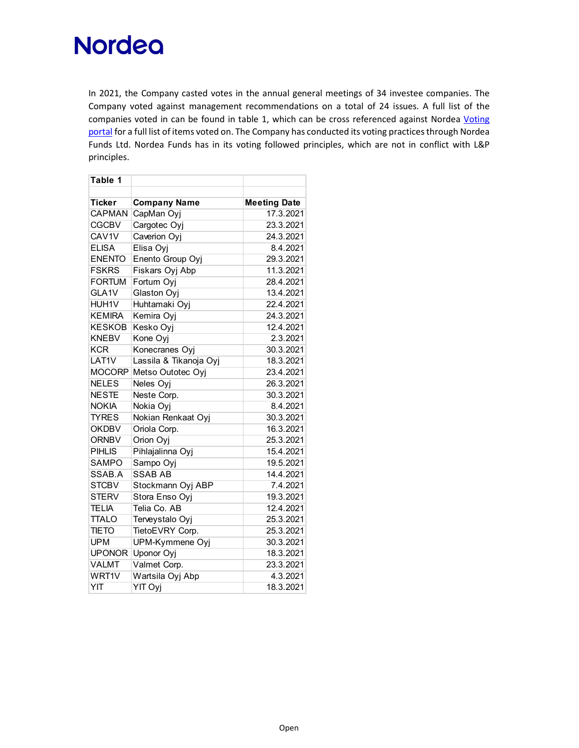In 2021, the Company casted votes in the annual general meetings of 34 investee companies. The Company voted against management recommendations on a total of 24 issues. A full list of the companies voted in can be found in table 1, which can be cross referenced against Nordea [Voting portal](#) for a full list of items voted on. The Company has conducted its voting practices through Nordea Funds Ltd. Nordea Funds has in its voting followed principles, which are not in conflict with L&P principles.

**Table 1**

| Ticker | Company Name | Meeting Date |
|---|---|---|
| CAPMAN | CapMan Oyj | 17.3.2021 |
| CGCBV | Cargotec Oyj | 23.3.2021 |
| CAV1V | Caverion Oyj | 24.3.2021 |
| ELISA | Elisa Oyj | 8.4.2021 |
| ENENTO | Enento Group Oyj | 29.3.2021 |
| FSKRS | Fiskars Oyj Abp | 11.3.2021 |
| FORTUM | Fortum Oyj | 28.4.2021 |
| GLA1V | Glaston Oyj | 13.4.2021 |
| HUH1V | Huhtamaki Oyj | 22.4.2021 |
| KEMIRA | Kemira Oyj | 24.3.2021 |
| KESKOB | Kesko Oyj | 12.4.2021 |
| KNEBV | Kone Oyj | 2.3.2021 |
| KCR | Konecranes Oyj | 30.3.2021 |
| LAT1V | Lassila & Tikanoja Oyj | 18.3.2021 |
| MOCORP | Metso Outotec Oyj | 23.4.2021 |
| NELES | Neles Oyj | 26.3.2021 |
| NESTE | Neste Corp. | 30.3.2021 |
| NOKIA | Nokia Oyj | 8.4.2021 |
| TYRES | Nokian Renkaat Oyj | 30.3.2021 |
| OKDBV | Oriola Corp. | 16.3.2021 |
| ORNBV | Orion Oyj | 25.3.2021 |
| PIHLIS | Pihlajalinna Oyj | 15.4.2021 |
| SAMPO | Sampo Oyj | 19.5.2021 |
| SSAB.A | SSAB AB | 14.4.2021 |
| STCBV | Stockmann Oyj ABP | 7.4.2021 |
| STERV | Stora Enso Oyj | 19.3.2021 |
| TELIA | Telia Co. AB | 12.4.2021 |
| TTALO | Terveystalo Oyj | 25.3.2021 |
| TIETO | TietoEVRY Corp. | 25.3.2021 |
| UPM | UPM-Kymmene Oyj | 30.3.2021 |
| UPONOR | Uponor Oyj | 18.3.2021 |
| VALMT | Valmet Corp. | 23.3.2021 |
| WRT1V | Wartsila Oyj Abp | 4.3.2021 |
| YIT | YIT Oyj | 18.3.2021 |